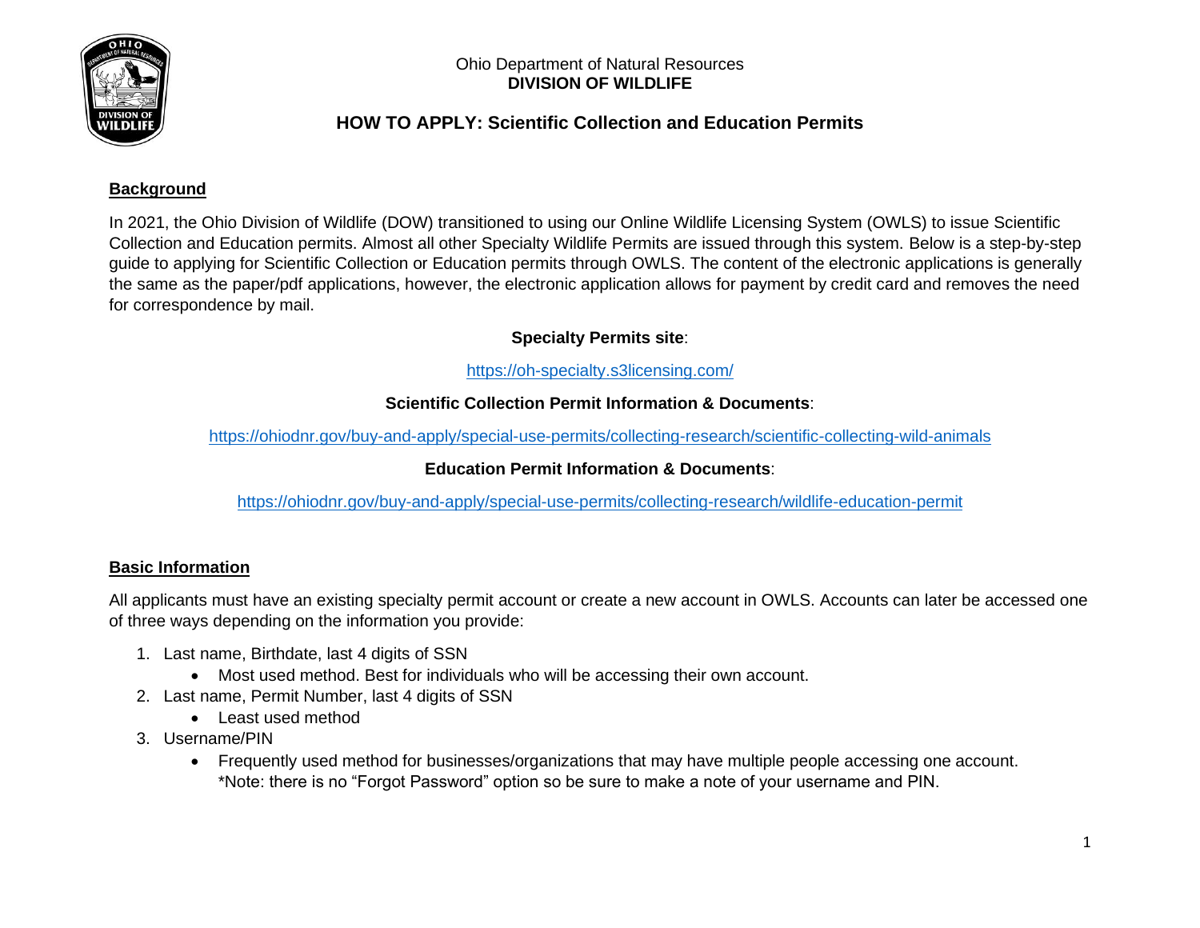Ohio Department of Natural Resources
**DIVISION OF WILDLIFE**

# HOW TO APPLY: Scientific Collection and Education Permits

## Background

In 2021, the Ohio Division of Wildlife (DOW) transitioned to using our Online Wildlife Licensing System (OWLS) to issue Scientific Collection and Education permits. Almost all other Specialty Wildlife Permits are issued through this system. Below is a step-by-step guide to applying for Scientific Collection or Education permits through OWLS. The content of the electronic applications is generally the same as the paper/pdf applications, however, the electronic application allows for payment by credit card and removes the need for correspondence by mail.

**Specialty Permits site**:

https://oh-specialty.s3licensing.com/

**Scientific Collection Permit Information & Documents**:

https://ohiodnr.gov/buy-and-apply/special-use-permits/collecting-research/scientific-collecting-wild-animals

**Education Permit Information & Documents**:

https://ohiodnr.gov/buy-and-apply/special-use-permits/collecting-research/wildlife-education-permit

## Basic Information

All applicants must have an existing specialty permit account or create a new account in OWLS. Accounts can later be accessed one of three ways depending on the information you provide:

1. Last name, Birthdate, last 4 digits of SSN
   - Most used method. Best for individuals who will be accessing their own account.
2. Last name, Permit Number, last 4 digits of SSN
   - Least used method
3. Username/PIN
   - Frequently used method for businesses/organizations that may have multiple people accessing one account. *Note: there is no "Forgot Password" option so be sure to make a note of your username and PIN.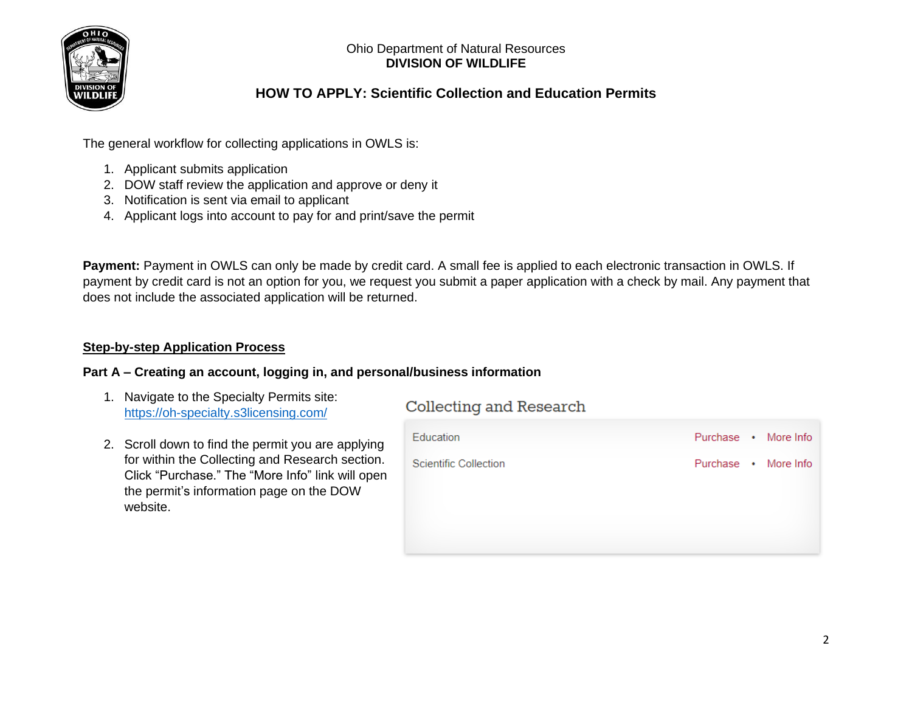Ohio Department of Natural Resources
**DIVISION OF WILDLIFE**

## HOW TO APPLY: Scientific Collection and Education Permits

The general workflow for collecting applications in OWLS is:

1. Applicant submits application
2. DOW staff review the application and approve or deny it
3. Notification is sent via email to applicant
4. Applicant logs into account to pay for and print/save the permit

**Payment:** Payment in OWLS can only be made by credit card. A small fee is applied to each electronic transaction in OWLS. If payment by credit card is not an option for you, we request you submit a paper application with a check by mail. Any payment that does not include the associated application will be returned.

### <u>Step-by-step Application Process</u>

**Part A – Creating an account, logging in, and personal/business information**

1. Navigate to the Specialty Permits site: [https://oh-specialty.s3licensing.com/](https://oh-specialty.s3licensing.com/)
2. Scroll down to find the permit you are applying for within the Collecting and Research section. Click "Purchase." The "More Info" link will open the permit's information page on the DOW website.

Collecting and Research

| | |
|---|---|
| Education | Purchase • More Info |
| Scientific Collection | Purchase • More Info |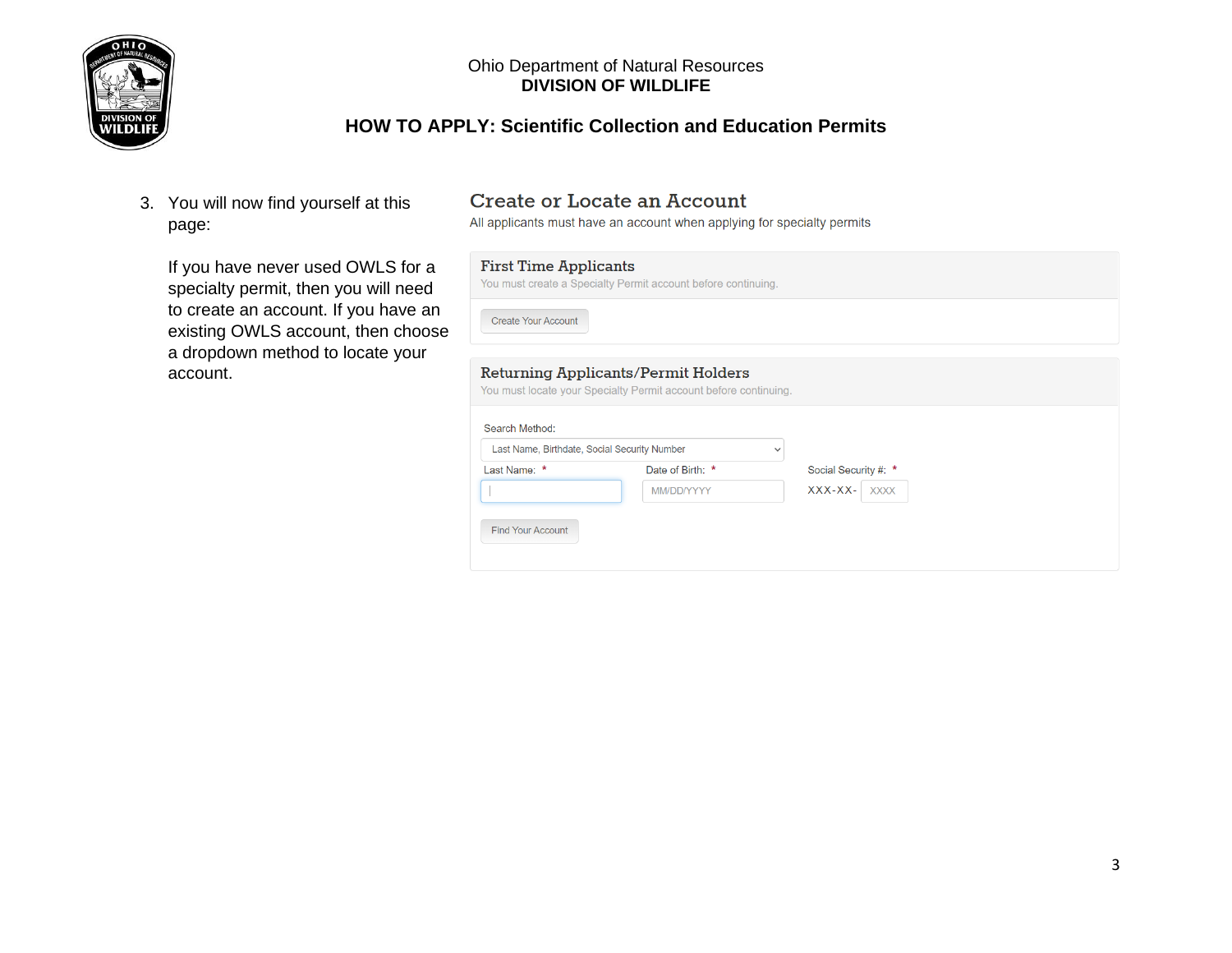Ohio Department of Natural Resources
**DIVISION OF WILDLIFE**

## HOW TO APPLY: Scientific Collection and Education Permits

3. You will now find yourself at this page:

   If you have never used OWLS for a specialty permit, then you will need to create an account. If you have an existing OWLS account, then choose a dropdown method to locate your account.

### Create or Locate an Account

All applicants must have an account when applying for specialty permits

**First Time Applicants**

You must create a Specialty Permit account before continuing.

Create Your Account

**Returning Applicants/Permit Holders**

You must locate your Specialty Permit account before continuing.

Search Method:

Last Name, Birthdate, Social Security Number

Last Name: *

Date of Birth: * MM/DD/YYYY

Social Security #: * XXX-XX- XXXX

Find Your Account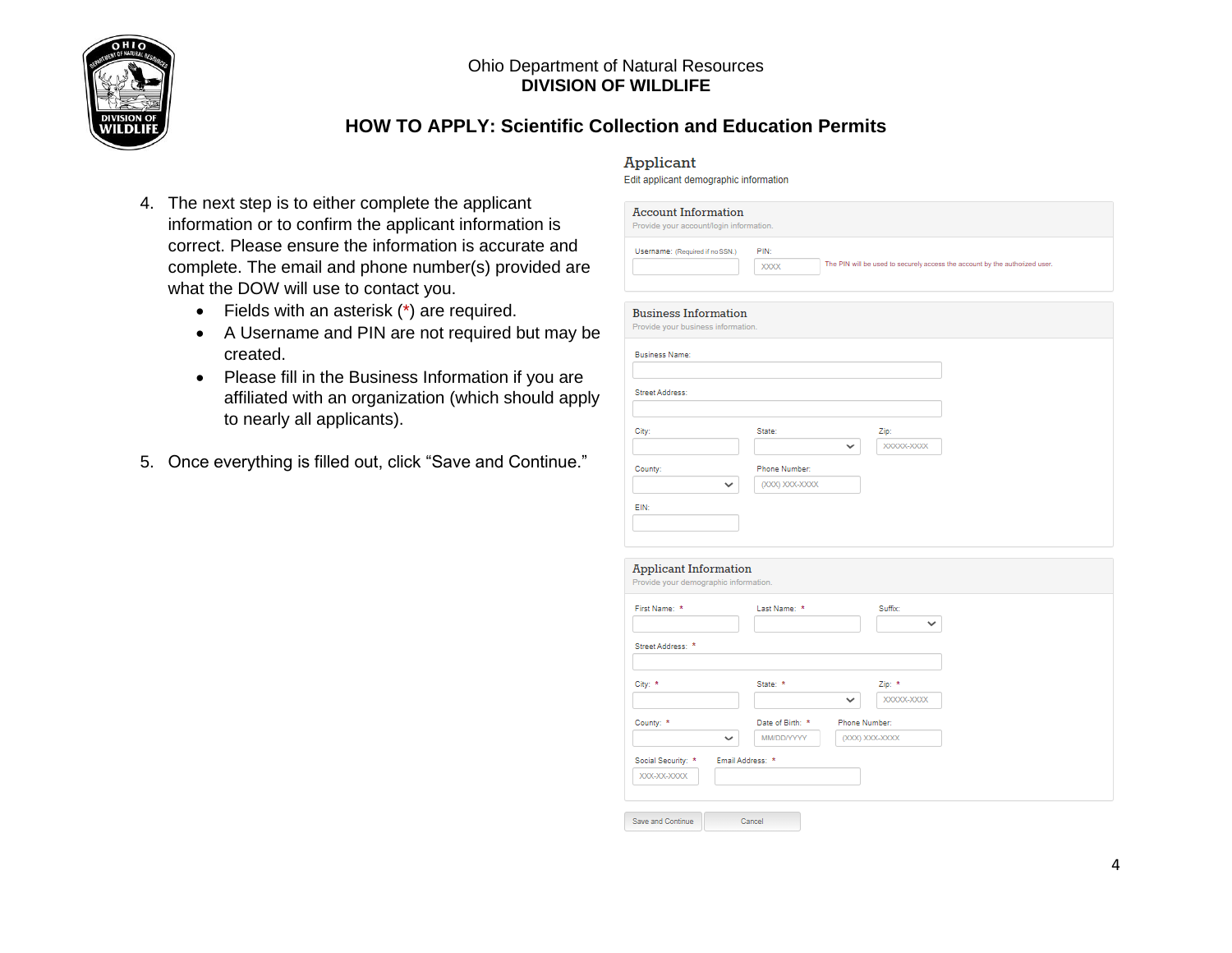Ohio Department of Natural Resources
**DIVISION OF WILDLIFE**

## HOW TO APPLY: Scientific Collection and Education Permits

4. The next step is to either complete the applicant information or to confirm the applicant information is correct. Please ensure the information is accurate and complete. The email and phone number(s) provided are what the DOW will use to contact you.
   - Fields with an asterisk (*) are required.
   - A Username and PIN are not required but may be created.
   - Please fill in the Business Information if you are affiliated with an organization (which should apply to nearly all applicants).

5. Once everything is filled out, click "Save and Continue."

### Applicant

Edit applicant demographic information

**Account Information**
Provide your account/login information.

Username: (Required if no SSN.)
PIN: XXXX — The PIN will be used to securely access the account by the authorized user.

**Business Information**
Provide your business information.

Business Name:
Street Address:
City: | State: | Zip: XXXXX-XXXX
County: | Phone Number: (XXX) XXX-XXXX
EIN:

**Applicant Information**
Provide your demographic information.

First Name: * | Last Name: * | Suffix:
Street Address: *
City: * | State: * | Zip: * XXXXX-XXXX
County: * | Date of Birth: * MM/DD/YYYY | Phone Number: (XXX) XXX-XXXX
Social Security: * XXX-XX-XXXX | Email Address: *

Save and Continue | Cancel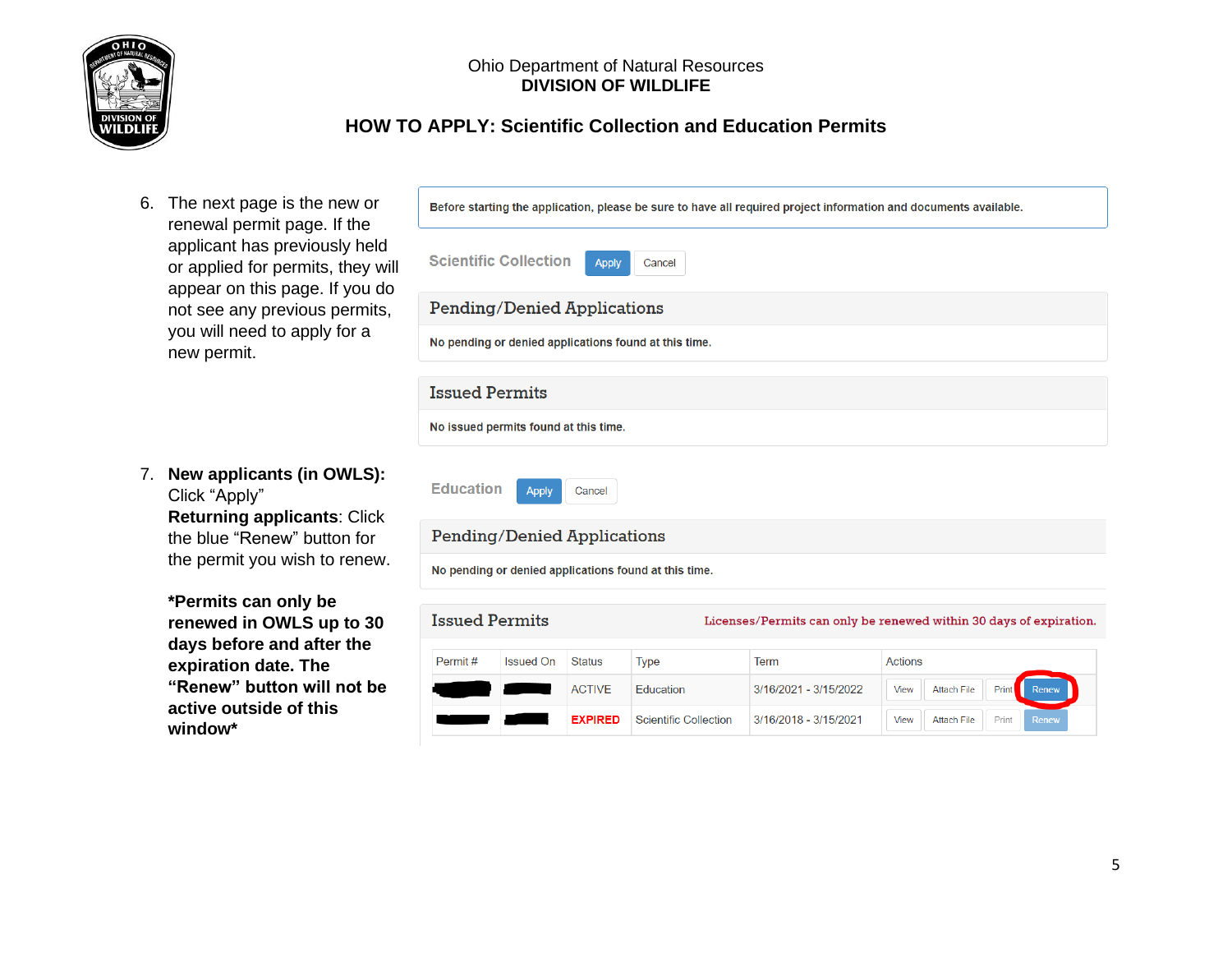Ohio Department of Natural Resources
**DIVISION OF WILDLIFE**

## HOW TO APPLY: Scientific Collection and Education Permits

6. The next page is the new or renewal permit page. If the applicant has previously held or applied for permits, they will appear on this page. If you do not see any previous permits, you will need to apply for a new permit.

Before starting the application, please be sure to have all required project information and documents available.

Scientific Collection | Apply | Cancel

**Pending/Denied Applications**

No pending or denied applications found at this time.

**Issued Permits**

No issued permits found at this time.

7. **New applicants (in OWLS):** Click "Apply"
   **Returning applicants**: Click the blue "Renew" button for the permit you wish to renew.

   **\*Permits can only be renewed in OWLS up to 30 days before and after the expiration date. The "Renew" button will not be active outside of this window\***

Education | Apply | Cancel

**Pending/Denied Applications**

No pending or denied applications found at this time.

**Issued Permits** — Licenses/Permits can only be renewed within 30 days of expiration.

| Permit # | Issued On | Status | Type | Term | Actions |
|---|---|---|---|---|---|
| | | ACTIVE | Education | 3/16/2021 - 3/15/2022 | View, Attach File, Print, Renew |
| | | EXPIRED | Scientific Collection | 3/16/2018 - 3/15/2021 | View, Attach File, Print, Renew |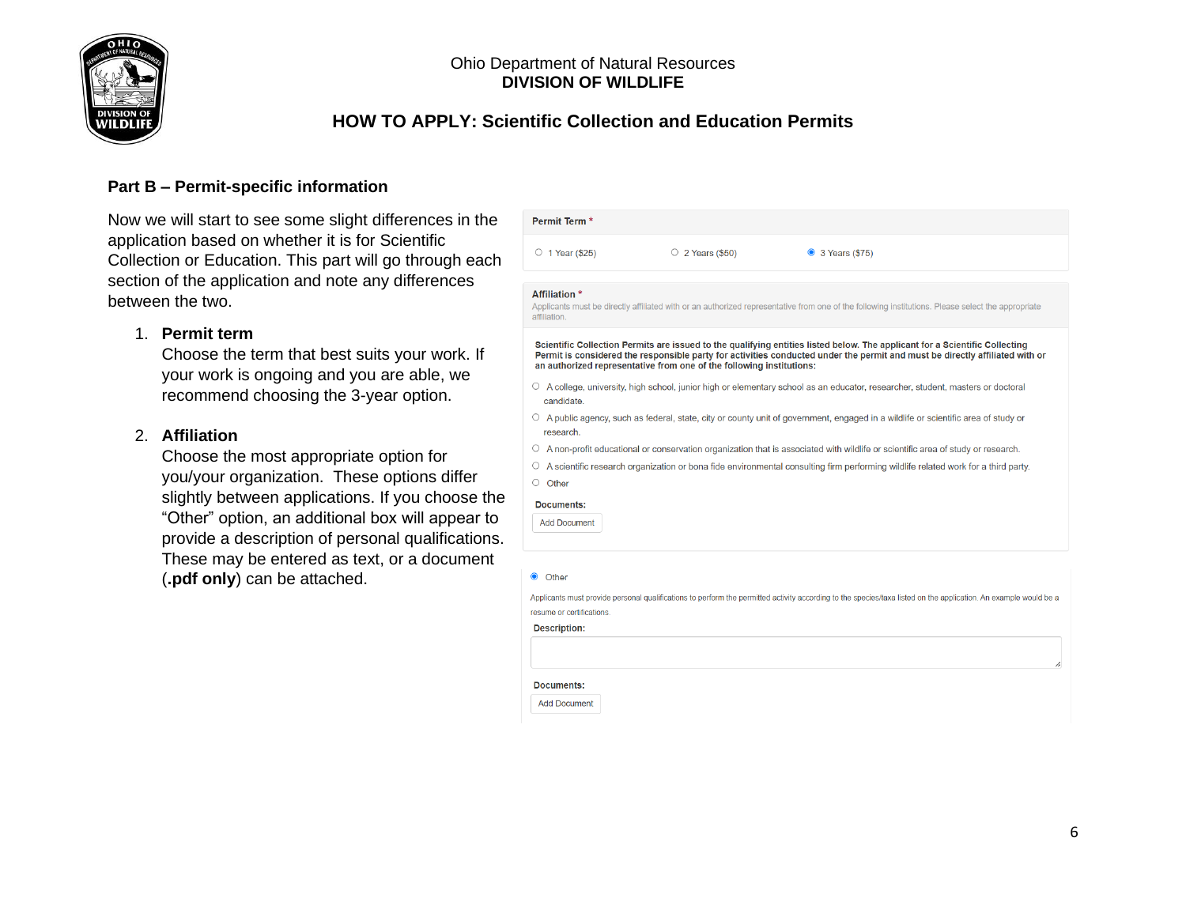Ohio Department of Natural Resources
**DIVISION OF WILDLIFE**

# HOW TO APPLY: Scientific Collection and Education Permits

## Part B – Permit-specific information

Now we will start to see some slight differences in the application based on whether it is for Scientific Collection or Education. This part will go through each section of the application and note any differences between the two.

1. **Permit term**
   Choose the term that best suits your work. If your work is ongoing and you are able, we recommend choosing the 3-year option.

2. **Affiliation**
   Choose the most appropriate option for you/your organization. These options differ slightly between applications. If you choose the "Other" option, an additional box will appear to provide a description of personal qualifications. These may be entered as text, or a document (**.pdf only**) can be attached.

**Permit Term** *

- ○ 1 Year ($25)
- ○ 2 Years ($50)
- ◉ 3 Years ($75)

**Affiliation** *

Applicants must be directly affiliated with or an authorized representative from one of the following institutions. Please select the appropriate affiliation.

**Scientific Collection Permits are issued to the qualifying entities listed below. The applicant for a Scientific Collecting Permit is considered the responsible party for activities conducted under the permit and must be directly affiliated with or an authorized representative from one of the following institutions:**

- ○ A college, university, high school, junior high or elementary school as an educator, researcher, student, masters or doctoral candidate.
- ○ A public agency, such as federal, state, city or county unit of government, engaged in a wildlife or scientific area of study or research.
- ○ A non-profit educational or conservation organization that is associated with wildlife or scientific area of study or research.
- ○ A scientific research organization or bona fide environmental consulting firm performing wildlife related work for a third party.
- ○ Other

**Documents:**

Add Document

◉ Other

Applicants must provide personal qualifications to perform the permitted activity according to the species/taxa listed on the application. An example would be a resume or certifications.

**Description:**

**Documents:**

Add Document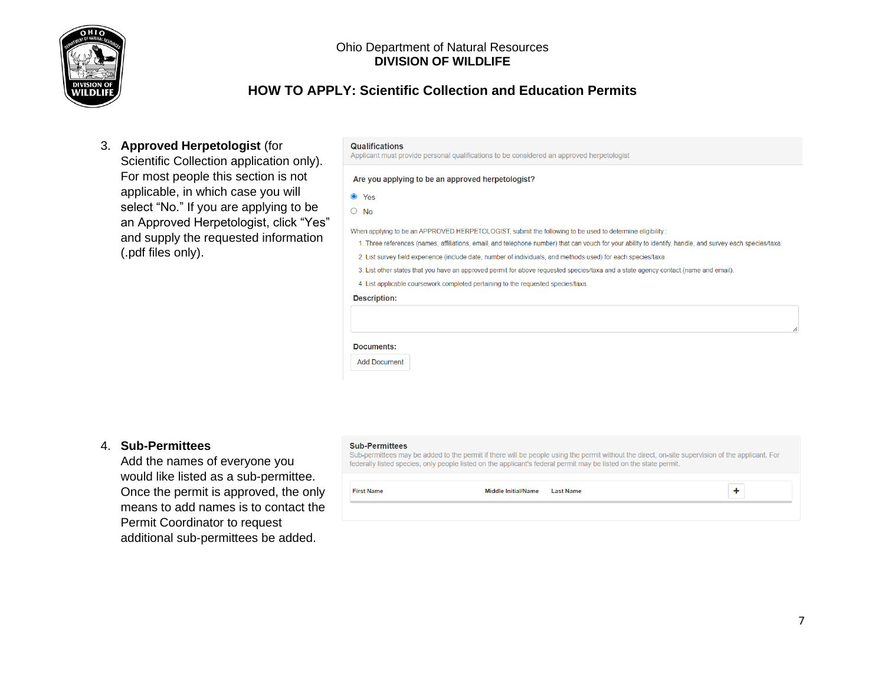Ohio Department of Natural Resources
**DIVISION OF WILDLIFE**

## HOW TO APPLY: Scientific Collection and Education Permits

3. **Approved Herpetologist** (for Scientific Collection application only). For most people this section is not applicable, in which case you will select "No." If you are applying to be an Approved Herpetologist, click "Yes" and supply the requested information (.pdf files only).

**Qualifications**
Applicant must provide personal qualifications to be considered an approved herpetologist

**Are you applying to be an approved herpetologist?**

- (•) Yes
- ( ) No

When applying to be an APPROVED HERPETOLOGIST, submit the following to be used to determine eligibility:

1. Three references (names, affiliations, email, and telephone number) that can vouch for your ability to identify, handle, and survey each species/taxa.
2. List survey field experience (include date, number of individuals, and methods used) for each species/taxa.
3. List other states that you have an approved permit for above requested species/taxa and a state agency contact (name and email).
4. List applicable coursework completed pertaining to the requested species/taxa.

**Description:**

**Documents:**

Add Document

4. **Sub-Permittees**
Add the names of everyone you would like listed as a sub-permittee. Once the permit is approved, the only means to add names is to contact the Permit Coordinator to request additional sub-permittees be added.

**Sub-Permittees**
Sub-permittees may be added to the permit if there will be people using the permit without the direct, on-site supervision of the applicant. For federally listed species, only people listed on the applicant's federal permit may be listed on the state permit.

| First Name | Middle Initial/Name | Last Name | + |
| --- | --- | --- | --- |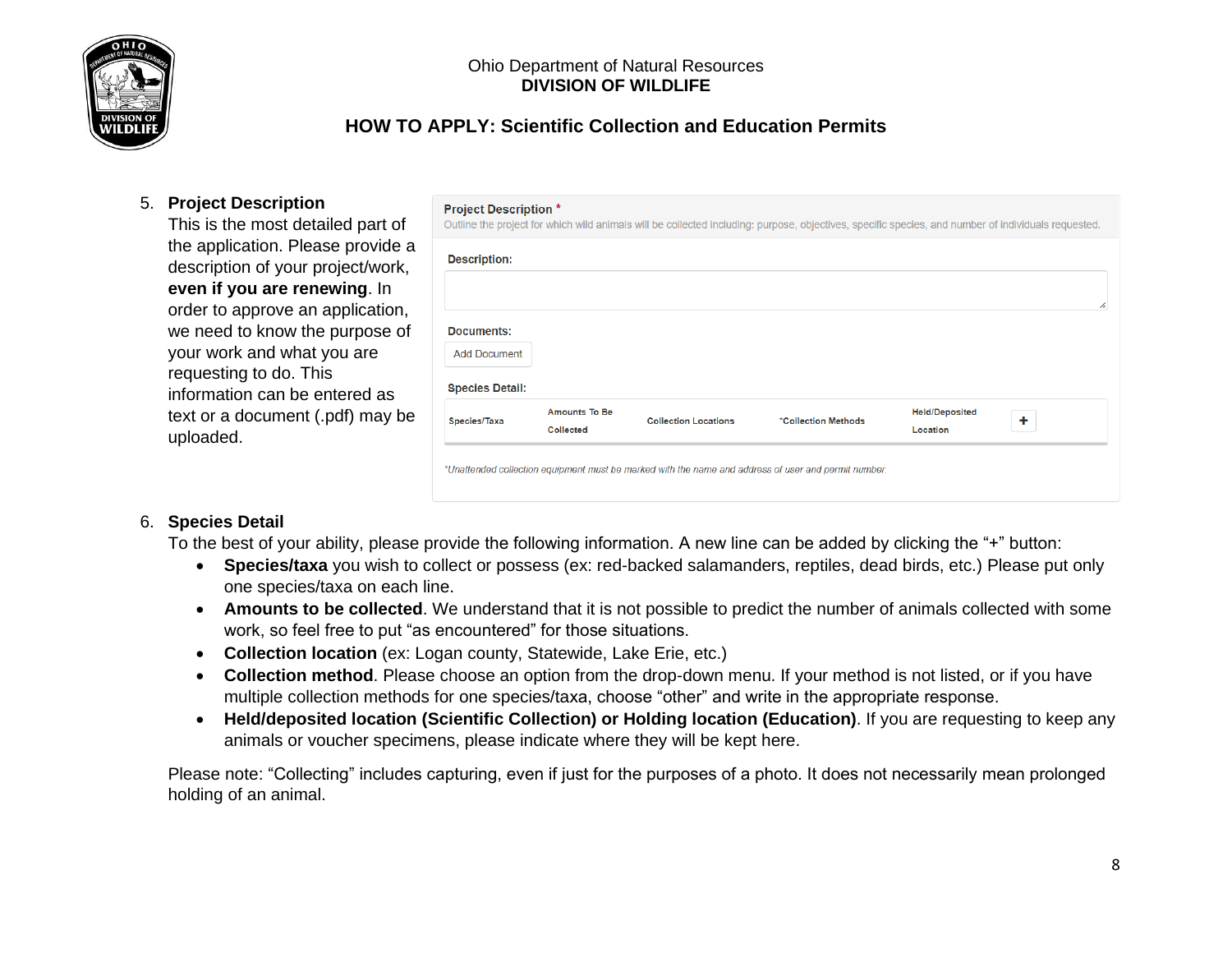Ohio Department of Natural Resources
**DIVISION OF WILDLIFE**

## HOW TO APPLY: Scientific Collection and Education Permits

5. **Project Description**
   This is the most detailed part of the application. Please provide a description of your project/work, **even if you are renewing**. In order to approve an application, we need to know the purpose of your work and what you are requesting to do. This information can be entered as text or a document (.pdf) may be uploaded.

**Project Description** *
Outline the project for which wild animals will be collected including: purpose, objectives, specific species, and number of individuals requested.

**Description:**

**Documents:**
Add Document

**Species Detail:**

| Species/Taxa | Amounts To Be Collected | Collection Locations | *Collection Methods | Held/Deposited Location | + |
|---|---|---|---|---|---|

*Unattended collection equipment must be marked with the name and address of user and permit number.*

6. **Species Detail**
   To the best of your ability, please provide the following information. A new line can be added by clicking the "+" button:
   - **Species/taxa** you wish to collect or possess (ex: red-backed salamanders, reptiles, dead birds, etc.) Please put only one species/taxa on each line.
   - **Amounts to be collected**. We understand that it is not possible to predict the number of animals collected with some work, so feel free to put "as encountered" for those situations.
   - **Collection location** (ex: Logan county, Statewide, Lake Erie, etc.)
   - **Collection method**. Please choose an option from the drop-down menu. If your method is not listed, or if you have multiple collection methods for one species/taxa, choose "other" and write in the appropriate response.
   - **Held/deposited location (Scientific Collection) or Holding location (Education)**. If you are requesting to keep any animals or voucher specimens, please indicate where they will be kept here.

   Please note: "Collecting" includes capturing, even if just for the purposes of a photo. It does not necessarily mean prolonged holding of an animal.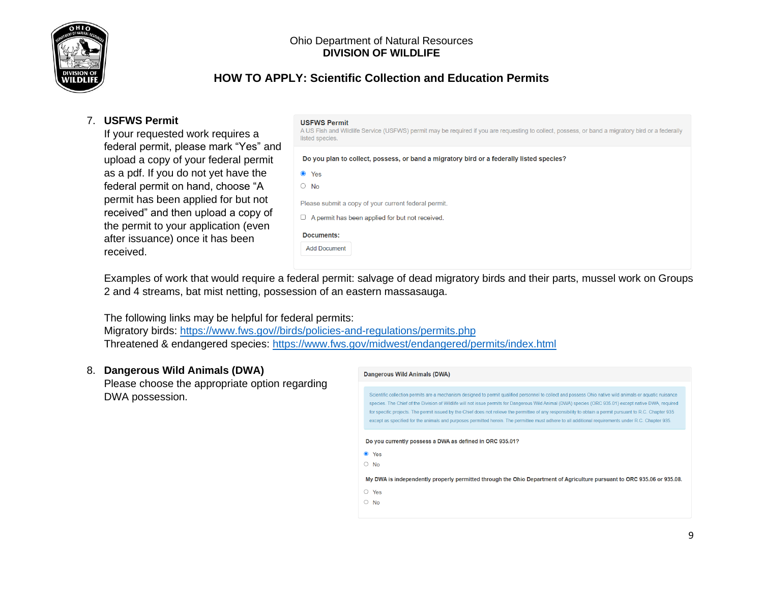7. **USFWS Permit**
   If your requested work requires a federal permit, please mark "Yes" and upload a copy of your federal permit as a pdf. If you do not yet have the federal permit on hand, choose "A permit has been applied for but not received" and then upload a copy of the permit to your application (even after issuance) once it has been received.

   **USFWS Permit**
   A US Fish and Wildlife Service (USFWS) permit may be required if you are requesting to collect, possess, or band a migratory bird or a federally listed species.

   **Do you plan to collect, possess, or band a migratory bird or a federally listed species?**

   - (•) Yes
   - ( ) No

   Please submit a copy of your current federal permit.

   - [ ] A permit has been applied for but not received.

   **Documents:**

   Add Document

   Examples of work that would require a federal permit: salvage of dead migratory birds and their parts, mussel work on Groups 2 and 4 streams, bat mist netting, possession of an eastern massasauga.

   The following links may be helpful for federal permits:
   Migratory birds: https://www.fws.gov//birds/policies-and-regulations/permits.php
   Threatened & endangered species: https://www.fws.gov/midwest/endangered/permits/index.html

8. **Dangerous Wild Animals (DWA)**
   Please choose the appropriate option regarding DWA possession.

   **Dangerous Wild Animals (DWA)**

   Scientific collection permits are a mechanism designed to permit qualified personnel to collect and possess Ohio native wild animals or aquatic nuisance species. The Chief of the Division of Wildlife will not issue permits for Dangerous Wild Animal (DWA) species (ORC 935.01) except native DWA, required for specific projects. The permit issued by the Chief does not relieve the permittee of any responsibility to obtain a permit pursuant to R.C. Chapter 935 except as specified for the animals and purposes permitted herein. The permittee must adhere to all additional requirements under R.C. Chapter 935.

   **Do you currently possess a DWA as defined in ORC 935.01?**

   - (•) Yes
   - ( ) No

   **My DWA is independently properly permitted through the Ohio Department of Agriculture pursuant to ORC 935.06 or 935.08.**

   - ( ) Yes
   - ( ) No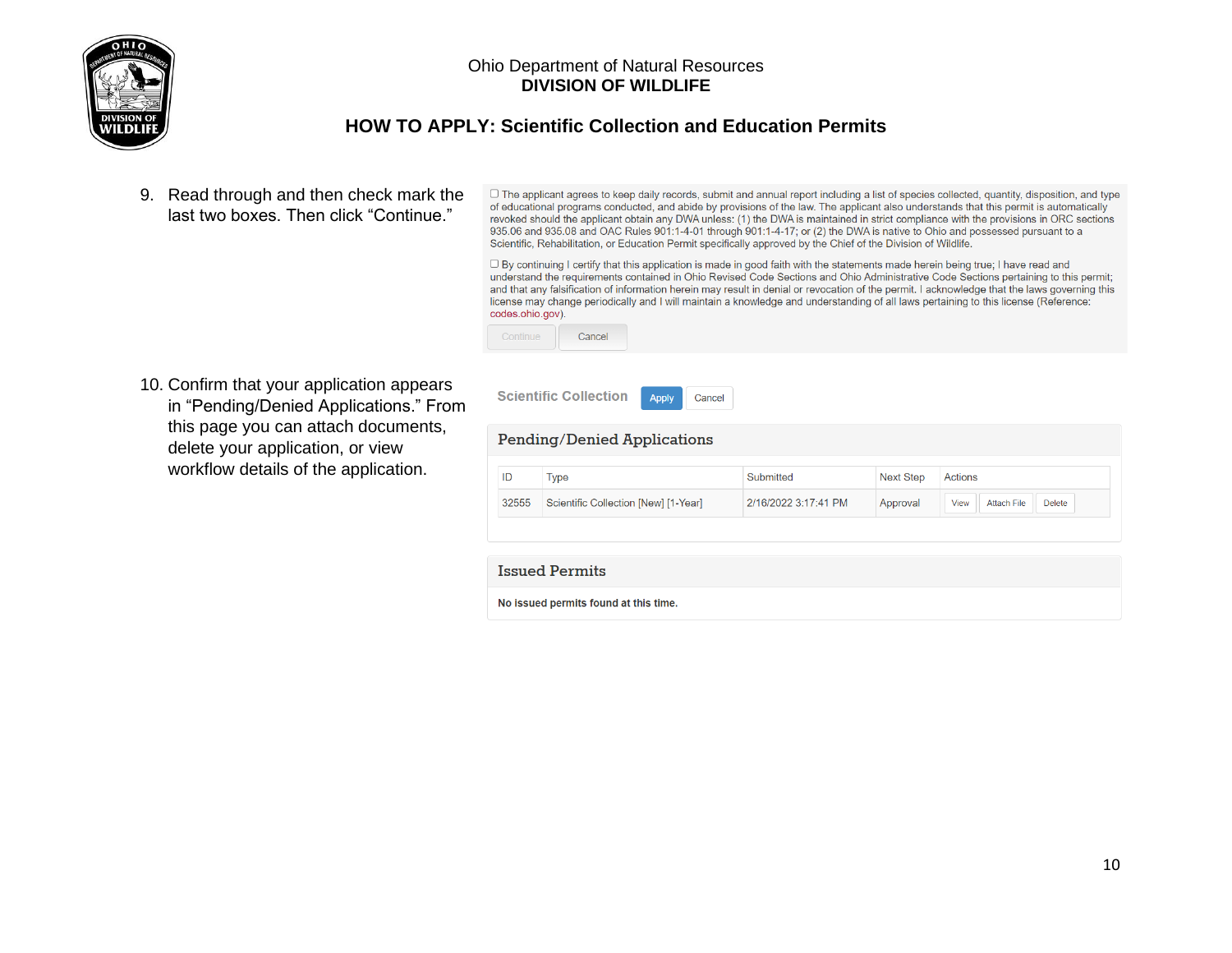Ohio Department of Natural Resources
**DIVISION OF WILDLIFE**

## HOW TO APPLY: Scientific Collection and Education Permits

9. Read through and then check mark the last two boxes. Then click "Continue."

☐ The applicant agrees to keep daily records, submit and annual report including a list of species collected, quantity, disposition, and type of educational programs conducted, and abide by provisions of the law. The applicant also understands that this permit is automatically revoked should the applicant obtain any DWA unless: (1) the DWA is maintained in strict compliance with the provisions in ORC sections 935.06 and 935.08 and OAC Rules 901:1-4-01 through 901:1-4-17; or (2) the DWA is native to Ohio and possessed pursuant to a Scientific, Rehabilitation, or Education Permit specifically approved by the Chief of the Division of Wildlife.

☐ By continuing I certify that this application is made in good faith with the statements made herein being true; I have read and understand the requirements contained in Ohio Revised Code Sections and Ohio Administrative Code Sections pertaining to this permit; and that any falsification of information herein may result in denial or revocation of the permit. I acknowledge that the laws governing this license may change periodically and I will maintain a knowledge and understanding of all laws pertaining to this license (Reference: codes.ohio.gov).

Continue | Cancel

10. Confirm that your application appears in "Pending/Denied Applications." From this page you can attach documents, delete your application, or view workflow details of the application.

Scientific Collection — Apply | Cancel

**Pending/Denied Applications**

| ID | Type | Submitted | Next Step | Actions |
|---|---|---|---|---|
| 32555 | Scientific Collection [New] [1-Year] | 2/16/2022 3:17:41 PM | Approval | View / Attach File / Delete |

**Issued Permits**

No issued permits found at this time.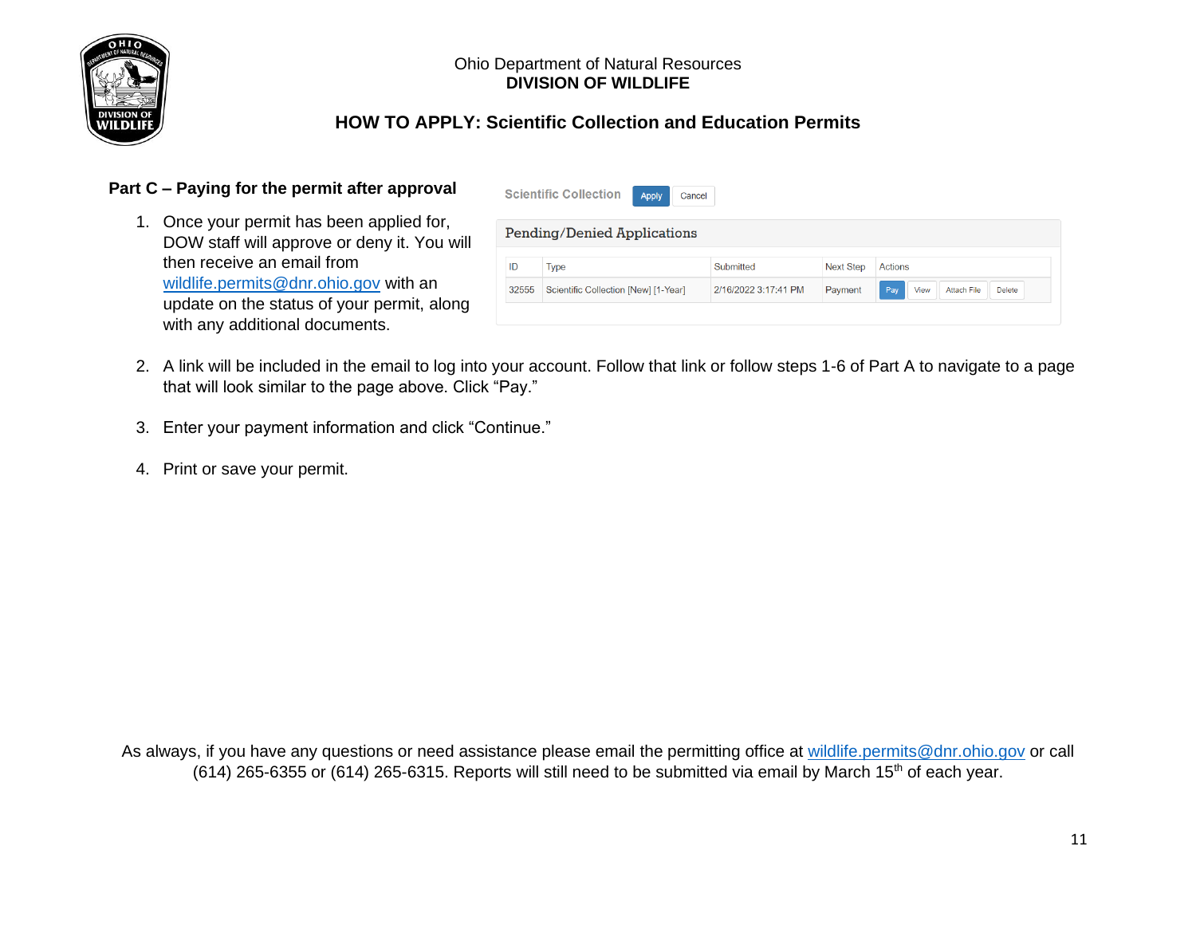## Part C – Paying for the permit after approval

1. Once your permit has been applied for, DOW staff will approve or deny it. You will then receive an email from wildlife.permits@dnr.ohio.gov with an update on the status of your permit, along with any additional documents.

Scientific Collection Apply Cancel

**Pending/Denied Applications**

| ID | Type | Submitted | Next Step | Actions |
| --- | --- | --- | --- | --- |
| 32555 | Scientific Collection [New] [1-Year] | 2/16/2022 3:17:41 PM | Payment | Pay View Attach File Delete |

2. A link will be included in the email to log into your account. Follow that link or follow steps 1-6 of Part A to navigate to a page that will look similar to the page above. Click "Pay."

3. Enter your payment information and click "Continue."

4. Print or save your permit.

As always, if you have any questions or need assistance please email the permitting office at wildlife.permits@dnr.ohio.gov or call (614) 265-6355 or (614) 265-6315. Reports will still need to be submitted via email by March 15th of each year.